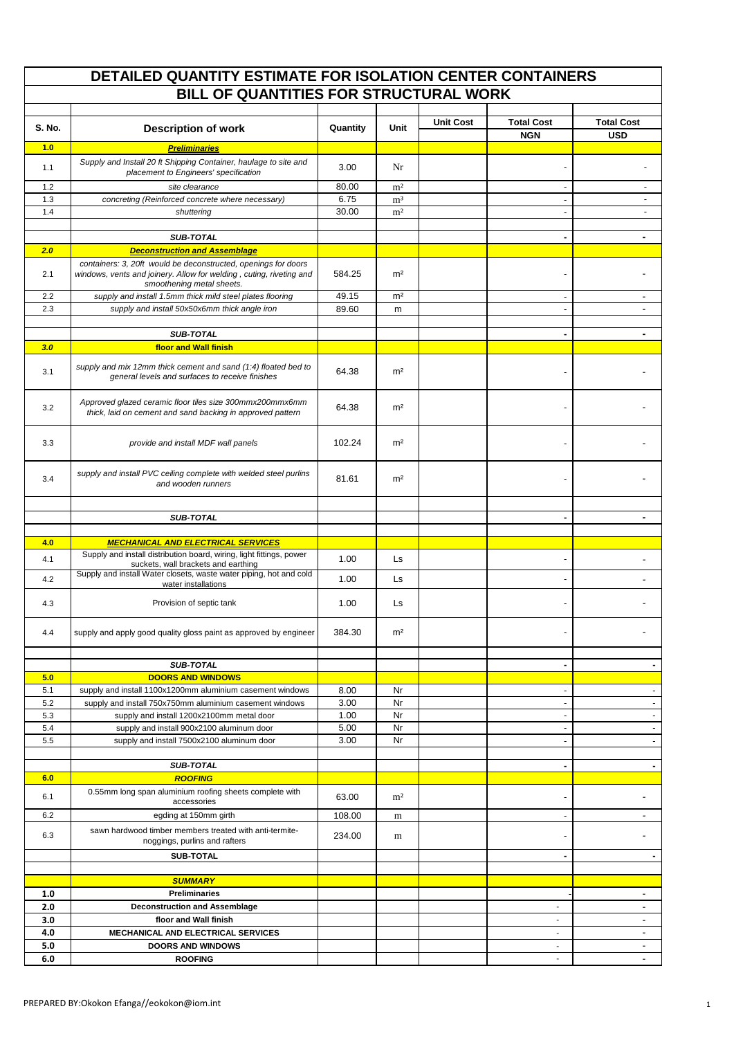# DETAILED QUANTITY ESTIMATE FOR ISOLATION CENTER CONTAINERS

## BILL OF QUANTITIES FOR STRUCTURAL WORK

| S. No. | Description of work | Quantity | Unit | Unit Cost | Total Cost NGN | Total Cost USD |
|---|---|---|---|---|---|---|
| **1.0** | ***Preliminaries*** | | | | | |
| 1.1 | *Supply and Install 20 ft Shipping Container, haulage to site and placement to Engineers' specification* | 3.00 | Nr | | - | - |
| 1.2 | *site clearance* | 80.00 | m² | | - | - |
| 1.3 | *concreting (Reinforced concrete where necessary)* | 6.75 | m³ | | - | - |
| 1.4 | *shuttering* | 30.00 | m² | | - | - |
| | | | | | | |
| | ***SUB-TOTAL*** | | | | - | - |
| ***2.0*** | ***Deconstruction and Assemblage*** | | | | | |
| 2.1 | *containers: 3, 20ft would be deconstructed, openings for doors windows, vents and joinery. Allow for welding , cuting, riveting and smoothening metal sheets.* | 584.25 | m² | | - | - |
| 2.2 | *supply and install 1.5mm thick mild steel plates flooring* | 49.15 | m² | | - | - |
| 2.3 | *supply and install 50x50x6mm thick angle iron* | 89.60 | m | | - | - |
| | | | | | | |
| | ***SUB-TOTAL*** | | | | - | - |
| ***3.0*** | **floor and Wall finish** | | | | | |
| 3.1 | *supply and mix 12mm thick cement and sand (1:4) floated bed to general levels and surfaces to receive finishes* | 64.38 | m² | | - | - |
| 3.2 | *Approved glazed ceramic floor tiles size 300mmx200mmx6mm thick, laid on cement and sand backing in approved pattern* | 64.38 | m² | | - | - |
| 3.3 | *provide and install MDF wall panels* | 102.24 | m² | | - | - |
| 3.4 | *supply and install PVC ceiling complete with welded steel purlins and wooden runners* | 81.61 | m² | | - | - |
| | | | | | | |
| | ***SUB-TOTAL*** | | | | - | - |
| | | | | | | |
| **4.0** | ***MECHANICAL AND ELECTRICAL SERVICES*** | | | | | |
| 4.1 | Supply and install distribution board, wiring, light fittings, power suckets, wall brackets and earthing | 1.00 | Ls | | - | - |
| 4.2 | Supply and install Water closets, waste water piping, hot and cold water installations | 1.00 | Ls | | - | - |
| 4.3 | Provision of septic tank | 1.00 | Ls | | - | - |
| 4.4 | supply and apply good quality gloss paint as approved by engineer | 384.30 | m² | | - | - |
| | | | | | | |
| | ***SUB-TOTAL*** | | | | - | - |
| **5.0** | **DOORS AND WINDOWS** | | | | | |
| 5.1 | supply and install 1100x1200mm aluminium casement windows | 8.00 | Nr | | - | - |
| 5.2 | supply and install 750x750mm aluminium casement windows | 3.00 | Nr | | - | - |
| 5.3 | supply and install 1200x2100mm metal door | 1.00 | Nr | | - | - |
| 5.4 | supply and install 900x2100 aluminum door | 5.00 | Nr | | - | - |
| 5.5 | supply and install 7500x2100 aluminum door | 3.00 | Nr | | - | - |
| | | | | | | |
| | ***SUB-TOTAL*** | | | | - | - |
| **6.0** | ***ROOFING*** | | | | | |
| 6.1 | 0.55mm long span aluminium roofing sheets complete with accessories | 63.00 | m² | | - | - |
| 6.2 | egding at 150mm girth | 108.00 | m | | - | - |
| 6.3 | sawn hardwood timber members treated with anti-termite- noggings, purlins and rafters | 234.00 | m | | - | - |
| | **SUB-TOTAL** | | | | - | - |
| | | | | | | |
| | ***SUMMARY*** | | | | | |
| **1.0** | **Preliminaries** | | | | - | - |
| **2.0** | **Deconstruction and Assemblage** | | | | - | - |
| **3.0** | **floor and Wall finish** | | | | - | - |
| **4.0** | **MECHANICAL AND ELECTRICAL SERVICES** | | | | - | - |
| **5.0** | **DOORS AND WINDOWS** | | | | - | - |
| **6.0** | **ROOFING** | | | | - | - |

PREPARED BY:Okokon Efanga//eokokon@iom.int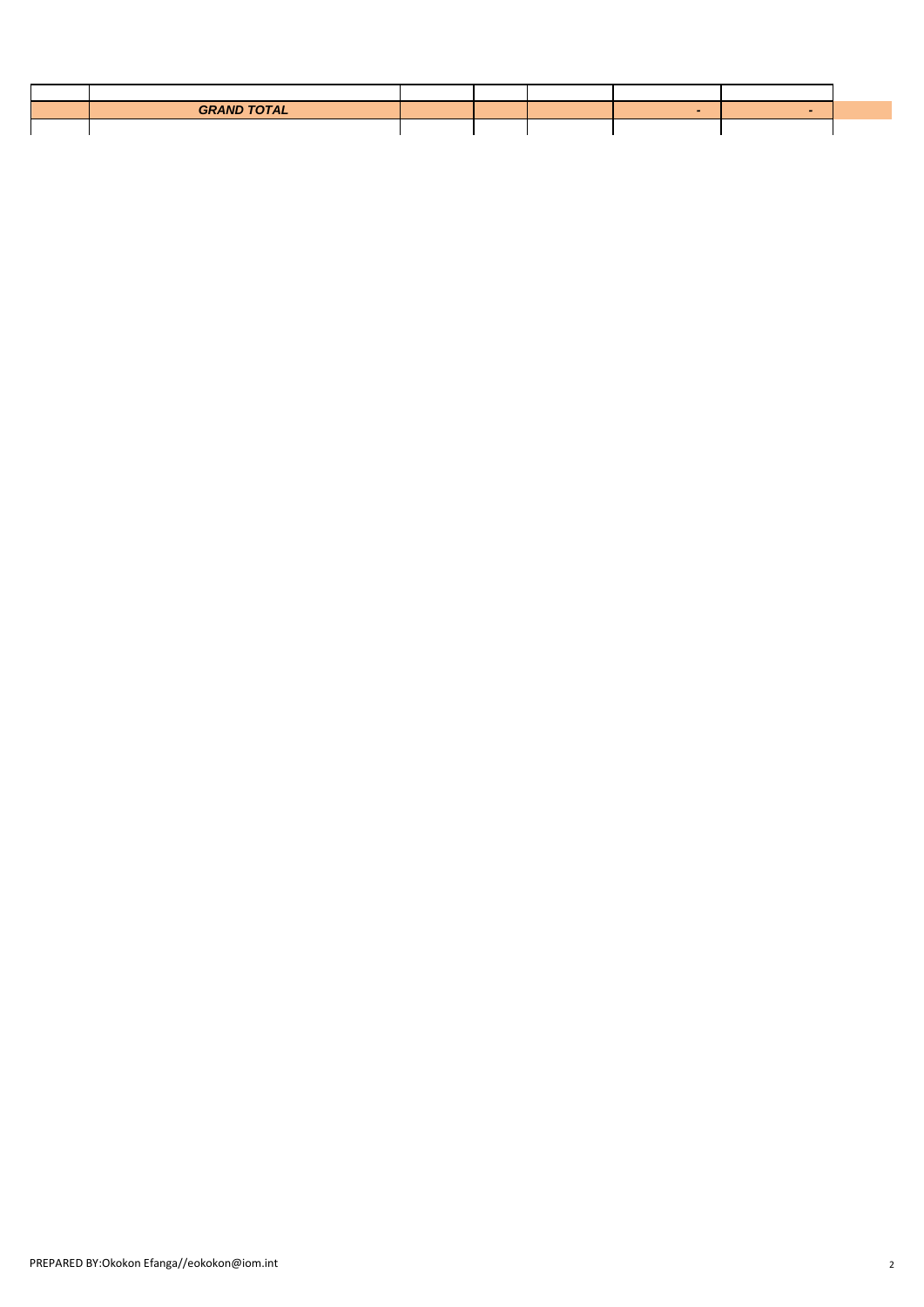| | | | | | | | |
|---|---|---|---|---|---|---|---|
| | | | | | | | |
| | ***GRAND TOTAL*** | | | | - | - | |
| | | | | | | | |

PREPARED BY:Okokon Efanga//eokokon@iom.int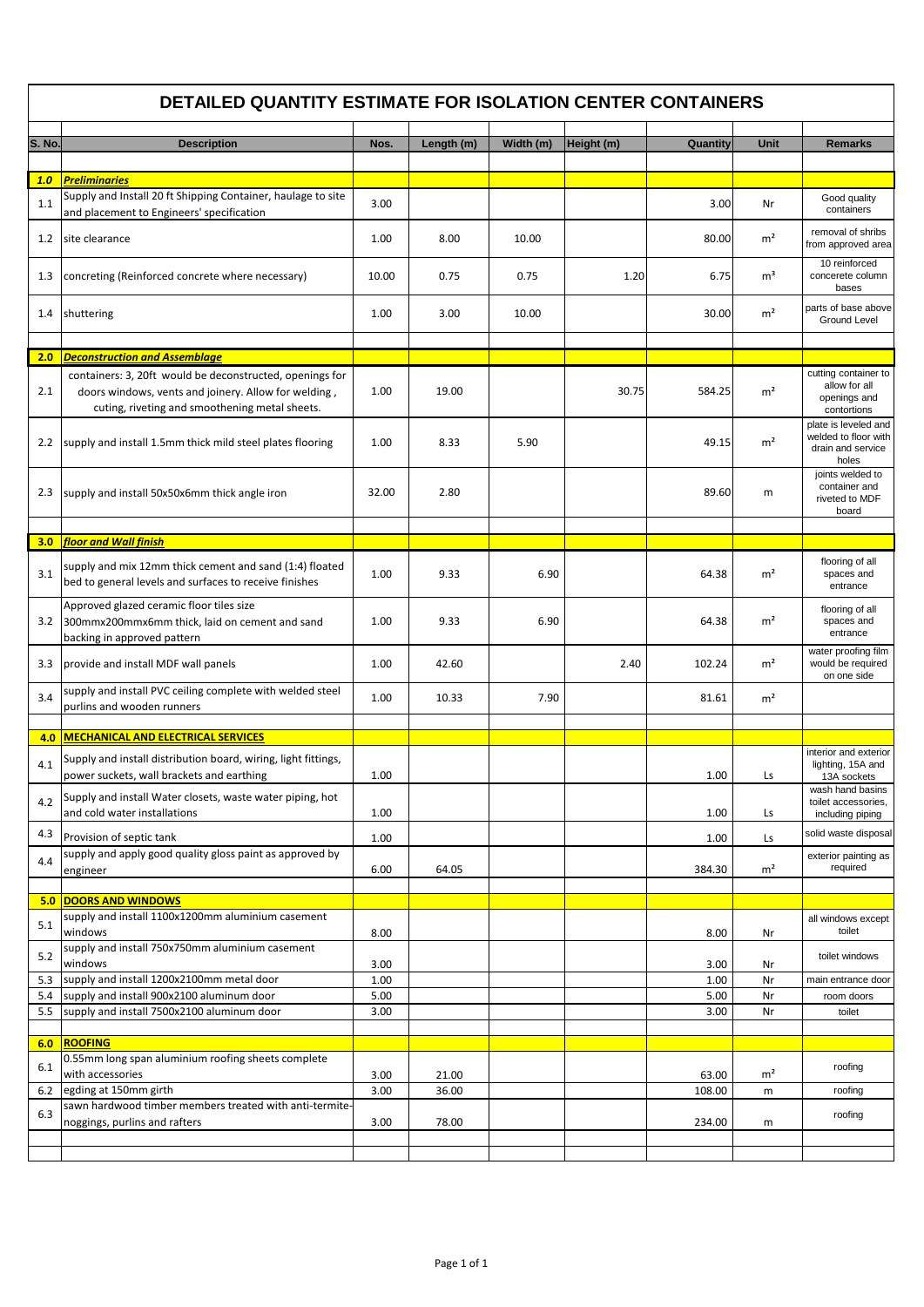# DETAILED QUANTITY ESTIMATE FOR ISOLATION CENTER CONTAINERS

| S. No. | Description | Nos. | Length (m) | Width (m) | Height (m) | Quantity | Unit | Remarks |
|---|---|---|---|---|---|---|---|---|
| **1.0** | ***Preliminaries*** | | | | | | | |
| 1.1 | Supply and Install 20 ft Shipping Container, haulage to site and placement to Engineers' specification | 3.00 | | | | 3.00 | Nr | Good quality containers |
| 1.2 | site clearance | 1.00 | 8.00 | 10.00 | | 80.00 | m² | removal of shribs from approved area |
| 1.3 | concreting (Reinforced concrete where necessary) | 10.00 | 0.75 | 0.75 | 1.20 | 6.75 | m³ | 10 reinforced concerete column bases |
| 1.4 | shuttering | 1.00 | 3.00 | 10.00 | | 30.00 | m² | parts of base above Ground Level |
| **2.0** | ***Deconstruction and Assemblage*** | | | | | | | |
| 2.1 | containers: 3, 20ft would be deconstructed, openings for doors windows, vents and joinery. Allow for welding , cuting, riveting and smoothening metal sheets. | 1.00 | 19.00 | | 30.75 | 584.25 | m² | cutting container to allow for all openings and contortions |
| 2.2 | supply and install 1.5mm thick mild steel plates flooring | 1.00 | 8.33 | 5.90 | | 49.15 | m² | plate is leveled and welded to floor with drain and service holes |
| 2.3 | supply and install 50x50x6mm thick angle iron | 32.00 | 2.80 | | | 89.60 | m | joints welded to container and riveted to MDF board |
| **3.0** | ***floor and Wall finish*** | | | | | | | |
| 3.1 | supply and mix 12mm thick cement and sand (1:4) floated bed to general levels and surfaces to receive finishes | 1.00 | 9.33 | 6.90 | | 64.38 | m² | flooring of all spaces and entrance |
| 3.2 | Approved glazed ceramic floor tiles size 300mmx200mmx6mm thick, laid on cement and sand backing in approved pattern | 1.00 | 9.33 | 6.90 | | 64.38 | m² | flooring of all spaces and entrance |
| 3.3 | provide and install MDF wall panels | 1.00 | 42.60 | | 2.40 | 102.24 | m² | water proofing film would be required on one side |
| 3.4 | supply and install PVC ceiling complete with welded steel purlins and wooden runners | 1.00 | 10.33 | 7.90 | | 81.61 | m² | |
| **4.0** | **MECHANICAL AND ELECTRICAL SERVICES** | | | | | | | |
| 4.1 | Supply and install distribution board, wiring, light fittings, power suckets, wall brackets and earthing | 1.00 | | | | 1.00 | Ls | interior and exterior lighting, 15A and 13A sockets |
| 4.2 | Supply and install Water closets, waste water piping, hot and cold water installations | 1.00 | | | | 1.00 | Ls | wash hand basins toilet accessories, including piping |
| 4.3 | Provision of septic tank | 1.00 | | | | 1.00 | Ls | solid waste disposal |
| 4.4 | supply and apply good quality gloss paint as approved by engineer | 6.00 | 64.05 | | | 384.30 | m² | exterior painting as required |
| **5.0** | **DOORS AND WINDOWS** | | | | | | | |
| 5.1 | supply and install 1100x1200mm aluminium casement windows | 8.00 | | | | 8.00 | Nr | all windows except toilet |
| 5.2 | supply and install 750x750mm aluminium casement windows | 3.00 | | | | 3.00 | Nr | toilet windows |
| 5.3 | supply and install 1200x2100mm metal door | 1.00 | | | | 1.00 | Nr | main entrance door |
| 5.4 | supply and install 900x2100 aluminum door | 5.00 | | | | 5.00 | Nr | room doors |
| 5.5 | supply and install 7500x2100 aluminum door | 3.00 | | | | 3.00 | Nr | toilet |
| **6.0** | **ROOFING** | | | | | | | |
| 6.1 | 0.55mm long span aluminium roofing sheets complete with accessories | 3.00 | 21.00 | | | 63.00 | m² | roofing |
| 6.2 | egding at 150mm girth | 3.00 | 36.00 | | | 108.00 | m | roofing |
| 6.3 | sawn hardwood timber members treated with anti-termite-noggings, purlins and rafters | 3.00 | 78.00 | | | 234.00 | m | roofing |